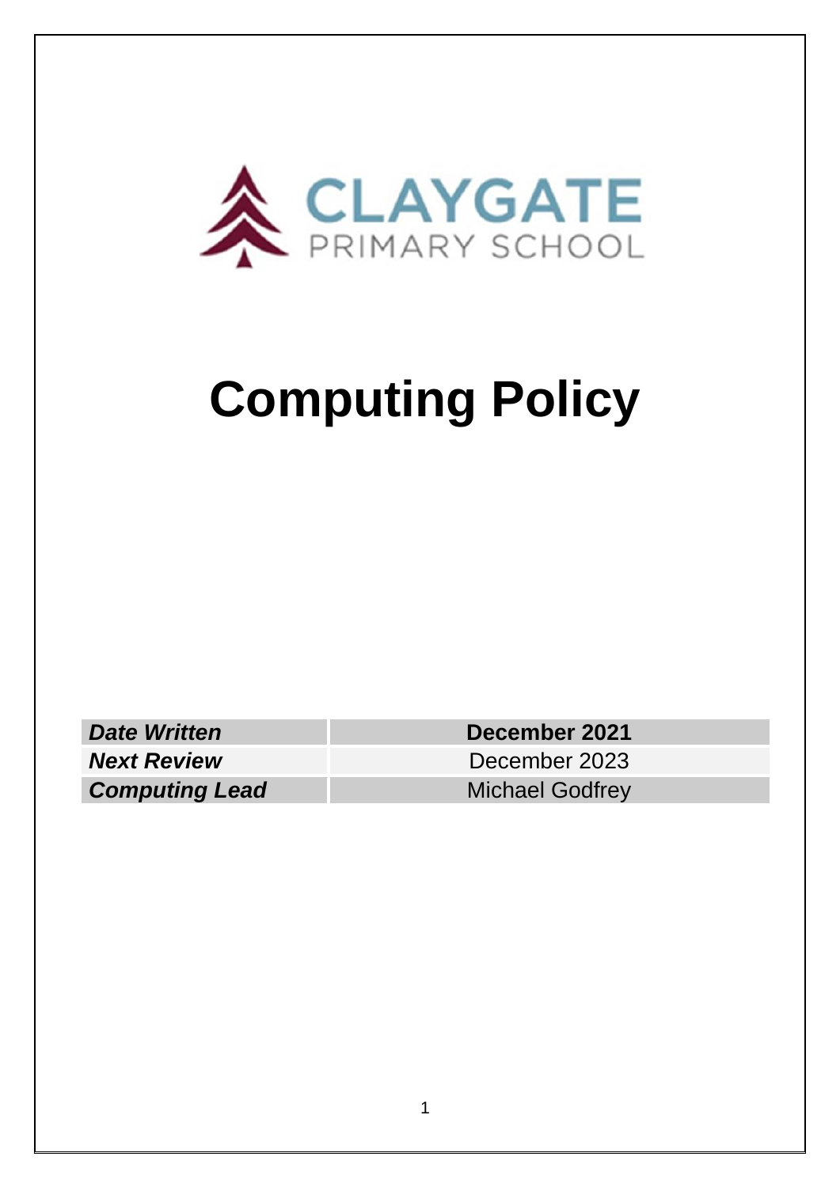CLAYGATE
PRIMARY SCHOOL

# Computing Policy

| ***Date Written*** | **December 2021** |
|---|---|
| ***Next Review*** | December 2023 |
| ***Computing Lead*** | Michael Godfrey |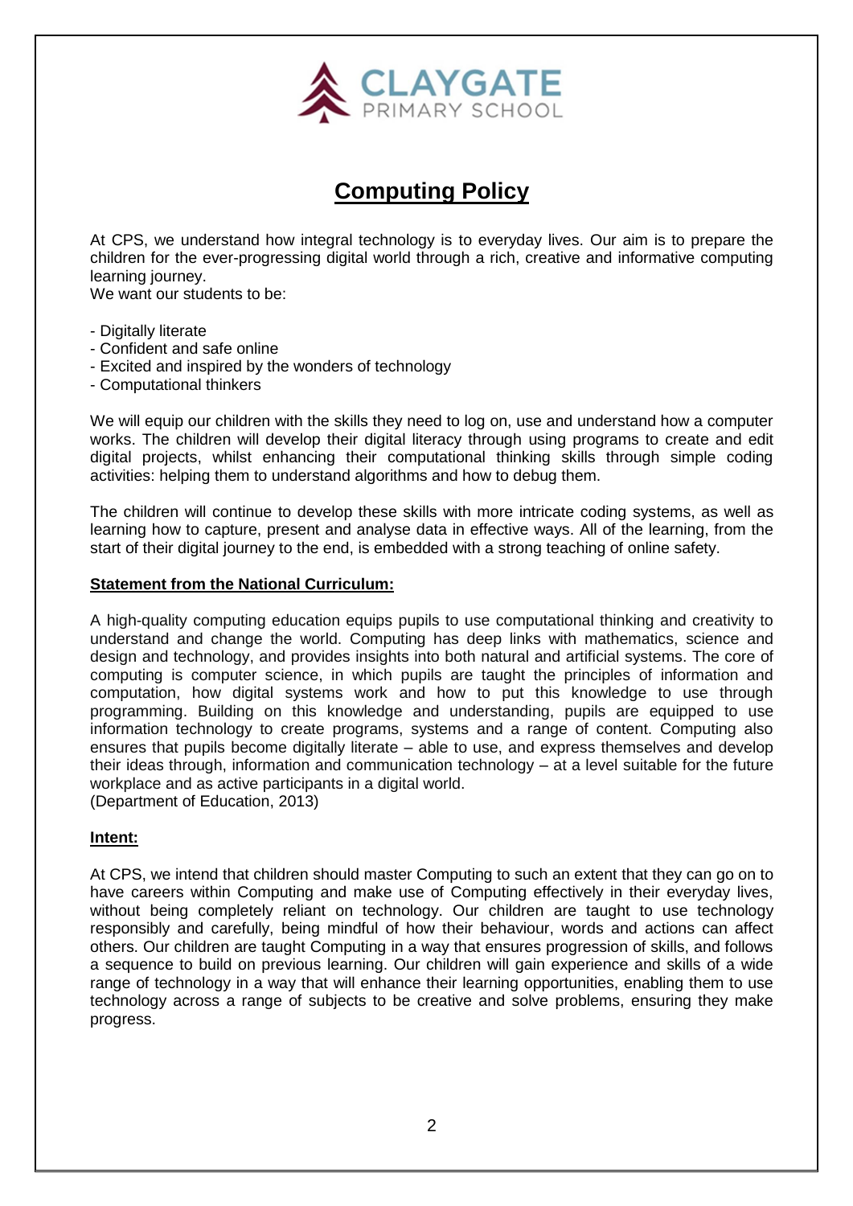CLAYGATE PRIMARY SCHOOL

# Computing Policy

At CPS, we understand how integral technology is to everyday lives. Our aim is to prepare the children for the ever-progressing digital world through a rich, creative and informative computing learning journey.
We want our students to be:

- Digitally literate
- Confident and safe online
- Excited and inspired by the wonders of technology
- Computational thinkers

We will equip our children with the skills they need to log on, use and understand how a computer works. The children will develop their digital literacy through using programs to create and edit digital projects, whilst enhancing their computational thinking skills through simple coding activities: helping them to understand algorithms and how to debug them.

The children will continue to develop these skills with more intricate coding systems, as well as learning how to capture, present and analyse data in effective ways. All of the learning, from the start of their digital journey to the end, is embedded with a strong teaching of online safety.

## Statement from the National Curriculum:

A high-quality computing education equips pupils to use computational thinking and creativity to understand and change the world. Computing has deep links with mathematics, science and design and technology, and provides insights into both natural and artificial systems. The core of computing is computer science, in which pupils are taught the principles of information and computation, how digital systems work and how to put this knowledge to use through programming. Building on this knowledge and understanding, pupils are equipped to use information technology to create programs, systems and a range of content. Computing also ensures that pupils become digitally literate – able to use, and express themselves and develop their ideas through, information and communication technology – at a level suitable for the future workplace and as active participants in a digital world.
(Department of Education, 2013)

## Intent:

At CPS, we intend that children should master Computing to such an extent that they can go on to have careers within Computing and make use of Computing effectively in their everyday lives, without being completely reliant on technology. Our children are taught to use technology responsibly and carefully, being mindful of how their behaviour, words and actions can affect others. Our children are taught Computing in a way that ensures progression of skills, and follows a sequence to build on previous learning. Our children will gain experience and skills of a wide range of technology in a way that will enhance their learning opportunities, enabling them to use technology across a range of subjects to be creative and solve problems, ensuring they make progress.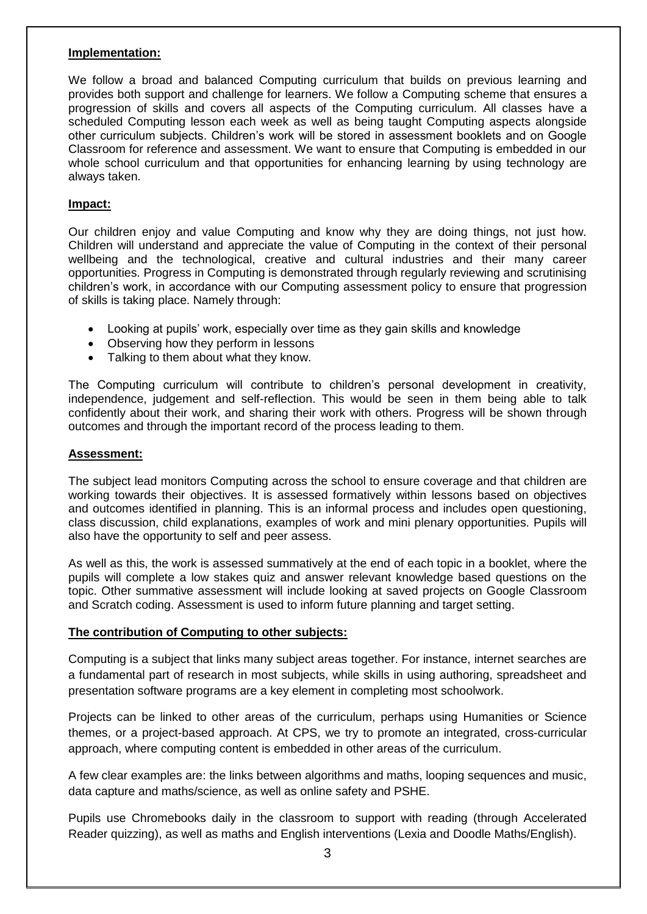**Implementation:**

We follow a broad and balanced Computing curriculum that builds on previous learning and provides both support and challenge for learners. We follow a Computing scheme that ensures a progression of skills and covers all aspects of the Computing curriculum. All classes have a scheduled Computing lesson each week as well as being taught Computing aspects alongside other curriculum subjects. Children's work will be stored in assessment booklets and on Google Classroom for reference and assessment. We want to ensure that Computing is embedded in our whole school curriculum and that opportunities for enhancing learning by using technology are always taken.

**Impact:**

Our children enjoy and value Computing and know why they are doing things, not just how. Children will understand and appreciate the value of Computing in the context of their personal wellbeing and the technological, creative and cultural industries and their many career opportunities. Progress in Computing is demonstrated through regularly reviewing and scrutinising children's work, in accordance with our Computing assessment policy to ensure that progression of skills is taking place. Namely through:

- Looking at pupils' work, especially over time as they gain skills and knowledge
- Observing how they perform in lessons
- Talking to them about what they know.

The Computing curriculum will contribute to children's personal development in creativity, independence, judgement and self-reflection. This would be seen in them being able to talk confidently about their work, and sharing their work with others. Progress will be shown through outcomes and through the important record of the process leading to them.

**Assessment:**

The subject lead monitors Computing across the school to ensure coverage and that children are working towards their objectives. It is assessed formatively within lessons based on objectives and outcomes identified in planning. This is an informal process and includes open questioning, class discussion, child explanations, examples of work and mini plenary opportunities. Pupils will also have the opportunity to self and peer assess.

As well as this, the work is assessed summatively at the end of each topic in a booklet, where the pupils will complete a low stakes quiz and answer relevant knowledge based questions on the topic. Other summative assessment will include looking at saved projects on Google Classroom and Scratch coding. Assessment is used to inform future planning and target setting.

**The contribution of Computing to other subjects:**

Computing is a subject that links many subject areas together. For instance, internet searches are a fundamental part of research in most subjects, while skills in using authoring, spreadsheet and presentation software programs are a key element in completing most schoolwork.

Projects can be linked to other areas of the curriculum, perhaps using Humanities or Science themes, or a project-based approach. At CPS, we try to promote an integrated, cross-curricular approach, where computing content is embedded in other areas of the curriculum.

A few clear examples are: the links between algorithms and maths, looping sequences and music, data capture and maths/science, as well as online safety and PSHE.

Pupils use Chromebooks daily in the classroom to support with reading (through Accelerated Reader quizzing), as well as maths and English interventions (Lexia and Doodle Maths/English).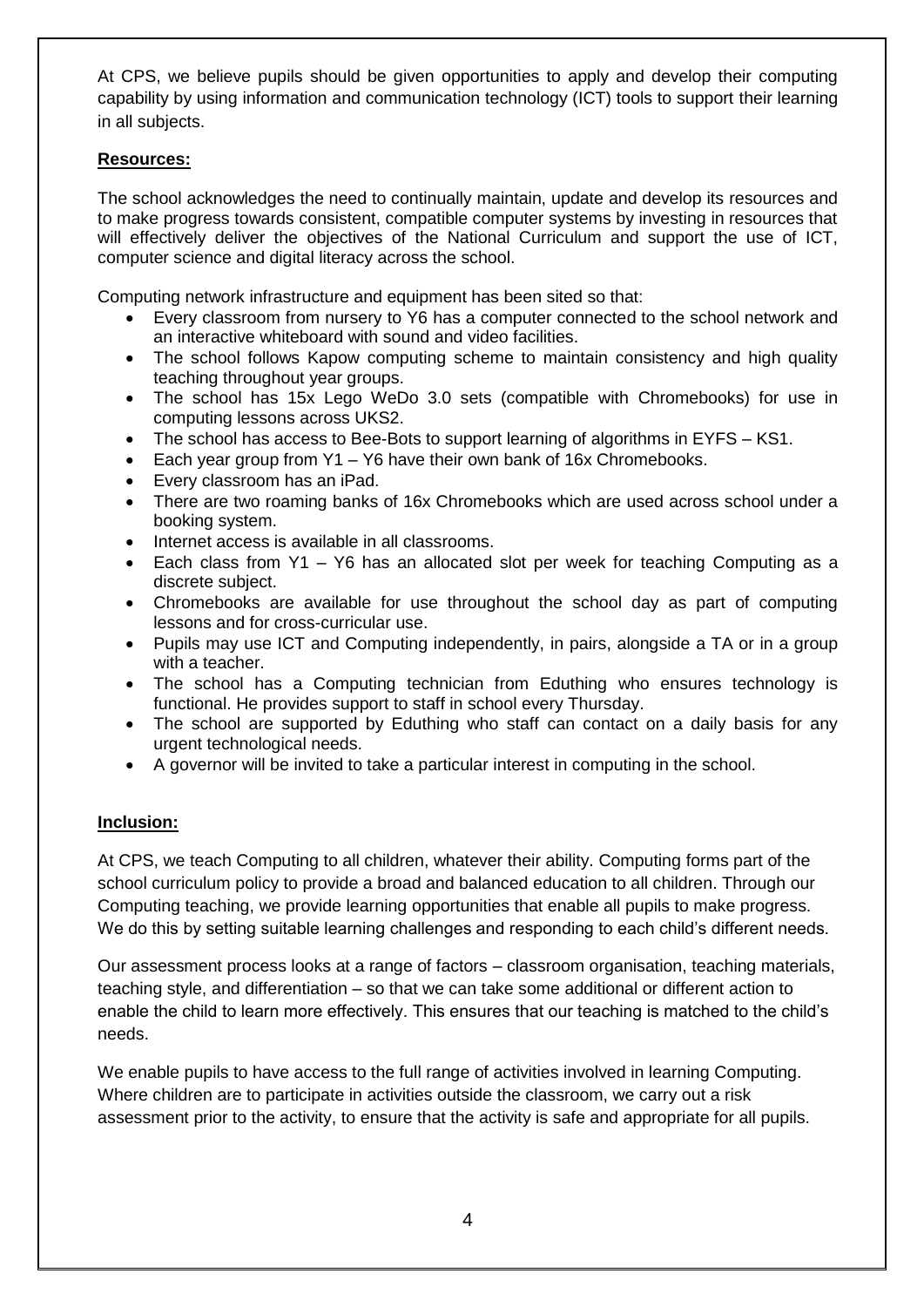At CPS, we believe pupils should be given opportunities to apply and develop their computing capability by using information and communication technology (ICT) tools to support their learning in all subjects.

**Resources:**

The school acknowledges the need to continually maintain, update and develop its resources and to make progress towards consistent, compatible computer systems by investing in resources that will effectively deliver the objectives of the National Curriculum and support the use of ICT, computer science and digital literacy across the school.

Computing network infrastructure and equipment has been sited so that:

- Every classroom from nursery to Y6 has a computer connected to the school network and an interactive whiteboard with sound and video facilities.
- The school follows Kapow computing scheme to maintain consistency and high quality teaching throughout year groups.
- The school has 15x Lego WeDo 3.0 sets (compatible with Chromebooks) for use in computing lessons across UKS2.
- The school has access to Bee-Bots to support learning of algorithms in EYFS – KS1.
- Each year group from Y1 – Y6 have their own bank of 16x Chromebooks.
- Every classroom has an iPad.
- There are two roaming banks of 16x Chromebooks which are used across school under a booking system.
- Internet access is available in all classrooms.
- Each class from Y1 – Y6 has an allocated slot per week for teaching Computing as a discrete subject.
- Chromebooks are available for use throughout the school day as part of computing lessons and for cross-curricular use.
- Pupils may use ICT and Computing independently, in pairs, alongside a TA or in a group with a teacher.
- The school has a Computing technician from Eduthing who ensures technology is functional. He provides support to staff in school every Thursday.
- The school are supported by Eduthing who staff can contact on a daily basis for any urgent technological needs.
- A governor will be invited to take a particular interest in computing in the school.

**Inclusion:**

At CPS, we teach Computing to all children, whatever their ability. Computing forms part of the school curriculum policy to provide a broad and balanced education to all children. Through our Computing teaching, we provide learning opportunities that enable all pupils to make progress. We do this by setting suitable learning challenges and responding to each child's different needs.

Our assessment process looks at a range of factors – classroom organisation, teaching materials, teaching style, and differentiation – so that we can take some additional or different action to enable the child to learn more effectively. This ensures that our teaching is matched to the child's needs.

We enable pupils to have access to the full range of activities involved in learning Computing. Where children are to participate in activities outside the classroom, we carry out a risk assessment prior to the activity, to ensure that the activity is safe and appropriate for all pupils.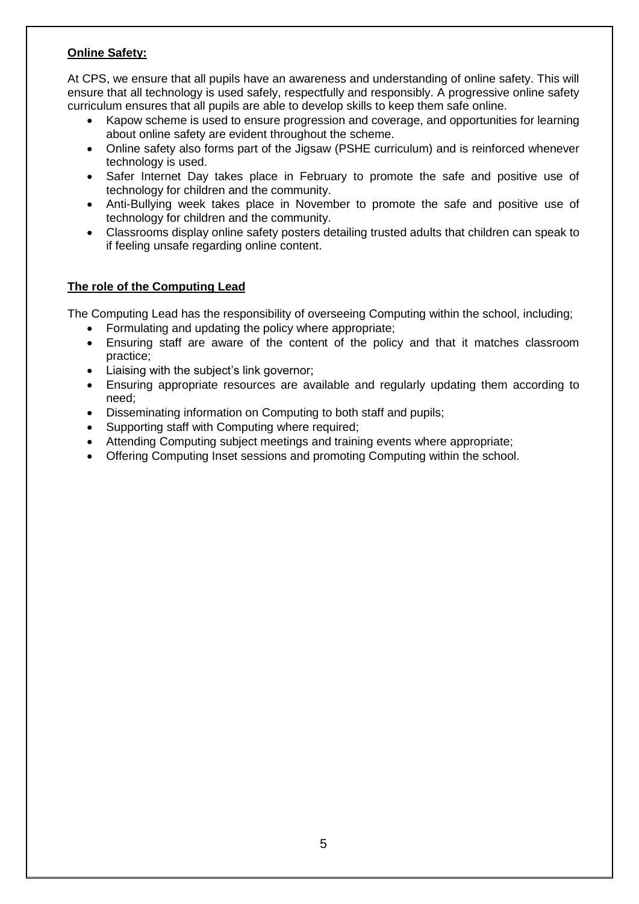**Online Safety:**

At CPS, we ensure that all pupils have an awareness and understanding of online safety. This will ensure that all technology is used safely, respectfully and responsibly. A progressive online safety curriculum ensures that all pupils are able to develop skills to keep them safe online.

- Kapow scheme is used to ensure progression and coverage, and opportunities for learning about online safety are evident throughout the scheme.
- Online safety also forms part of the Jigsaw (PSHE curriculum) and is reinforced whenever technology is used.
- Safer Internet Day takes place in February to promote the safe and positive use of technology for children and the community.
- Anti-Bullying week takes place in November to promote the safe and positive use of technology for children and the community.
- Classrooms display online safety posters detailing trusted adults that children can speak to if feeling unsafe regarding online content.

**The role of the Computing Lead**

The Computing Lead has the responsibility of overseeing Computing within the school, including;

- Formulating and updating the policy where appropriate;
- Ensuring staff are aware of the content of the policy and that it matches classroom practice;
- Liaising with the subject's link governor;
- Ensuring appropriate resources are available and regularly updating them according to need;
- Disseminating information on Computing to both staff and pupils;
- Supporting staff with Computing where required;
- Attending Computing subject meetings and training events where appropriate;
- Offering Computing Inset sessions and promoting Computing within the school.